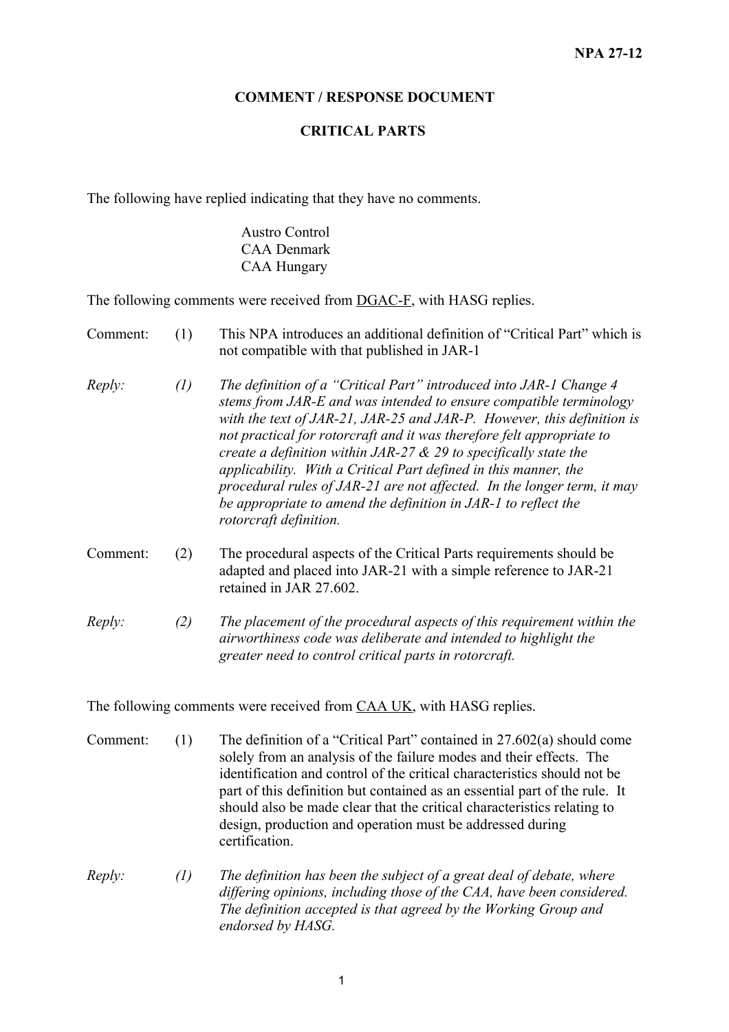**NPA 27-12**

**COMMENT / RESPONSE DOCUMENT**

**CRITICAL PARTS**

The following have replied indicating that they have no comments.

Austro Control
CAA Denmark
CAA Hungary

The following comments were received from <u>DGAC-F</u>, with HASG replies.

Comment: (1) This NPA introduces an additional definition of "Critical Part" which is not compatible with that published in JAR-1

*Reply: (1) The definition of a "Critical Part" introduced into JAR-1 Change 4 stems from JAR-E and was intended to ensure compatible terminology with the text of JAR-21, JAR-25 and JAR-P. However, this definition is not practical for rotorcraft and it was therefore felt appropriate to create a definition within JAR-27 & 29 to specifically state the applicability. With a Critical Part defined in this manner, the procedural rules of JAR-21 are not affected. In the longer term, it may be appropriate to amend the definition in JAR-1 to reflect the rotorcraft definition.*

Comment: (2) The procedural aspects of the Critical Parts requirements should be adapted and placed into JAR-21 with a simple reference to JAR-21 retained in JAR 27.602.

*Reply: (2) The placement of the procedural aspects of this requirement within the airworthiness code was deliberate and intended to highlight the greater need to control critical parts in rotorcraft.*

The following comments were received from <u>CAA UK</u>, with HASG replies.

Comment: (1) The definition of a "Critical Part" contained in 27.602(a) should come solely from an analysis of the failure modes and their effects. The identification and control of the critical characteristics should not be part of this definition but contained as an essential part of the rule. It should also be made clear that the critical characteristics relating to design, production and operation must be addressed during certification.

*Reply: (1) The definition has been the subject of a great deal of debate, where differing opinions, including those of the CAA, have been considered. The definition accepted is that agreed by the Working Group and endorsed by HASG.*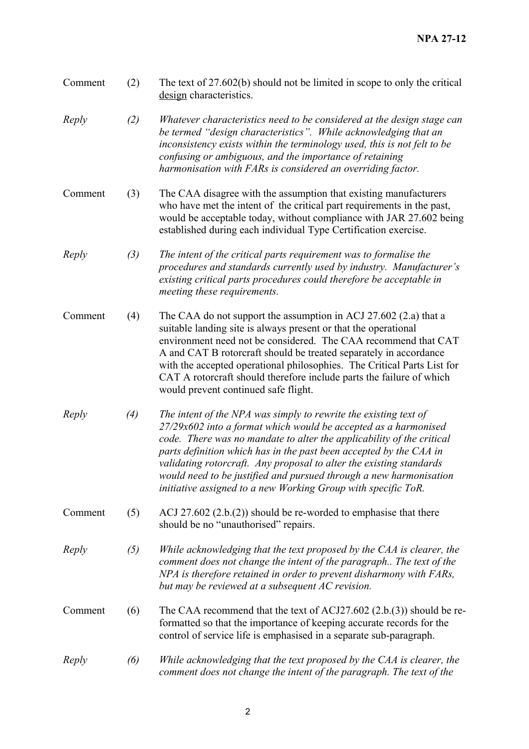Comment (2) The text of 27.602(b) should not be limited in scope to only the critical <u>design</u> characteristics.

*Reply (2) Whatever characteristics need to be considered at the design stage can be termed "design characteristics". While acknowledging that an inconsistency exists within the terminology used, this is not felt to be confusing or ambiguous, and the importance of retaining harmonisation with FARs is considered an overriding factor.*

Comment (3) The CAA disagree with the assumption that existing manufacturers who have met the intent of the critical part requirements in the past, would be acceptable today, without compliance with JAR 27.602 being established during each individual Type Certification exercise.

*Reply (3) The intent of the critical parts requirement was to formalise the procedures and standards currently used by industry. Manufacturer's existing critical parts procedures could therefore be acceptable in meeting these requirements.*

Comment (4) The CAA do not support the assumption in ACJ 27.602 (2.a) that a suitable landing site is always present or that the operational environment need not be considered. The CAA recommend that CAT A and CAT B rotorcraft should be treated separately in accordance with the accepted operational philosophies. The Critical Parts List for CAT A rotorcraft should therefore include parts the failure of which would prevent continued safe flight.

*Reply (4) The intent of the NPA was simply to rewrite the existing text of 27/29x602 into a format which would be accepted as a harmonised code. There was no mandate to alter the applicability of the critical parts definition which has in the past been accepted by the CAA in validating rotorcraft. Any proposal to alter the existing standards would need to be justified and pursued through a new harmonisation initiative assigned to a new Working Group with specific ToR.*

Comment (5) ACJ 27.602 (2.b.(2)) should be re-worded to emphasise that there should be no "unauthorised" repairs.

*Reply (5) While acknowledging that the text proposed by the CAA is clearer, the comment does not change the intent of the paragraph.. The text of the NPA is therefore retained in order to prevent disharmony with FARs, but may be reviewed at a subsequent AC revision.*

Comment (6) The CAA recommend that the text of ACJ27.602 (2.b.(3)) should be re-formatted so that the importance of keeping accurate records for the control of service life is emphasised in a separate sub-paragraph.

*Reply (6) While acknowledging that the text proposed by the CAA is clearer, the comment does not change the intent of the paragraph. The text of the*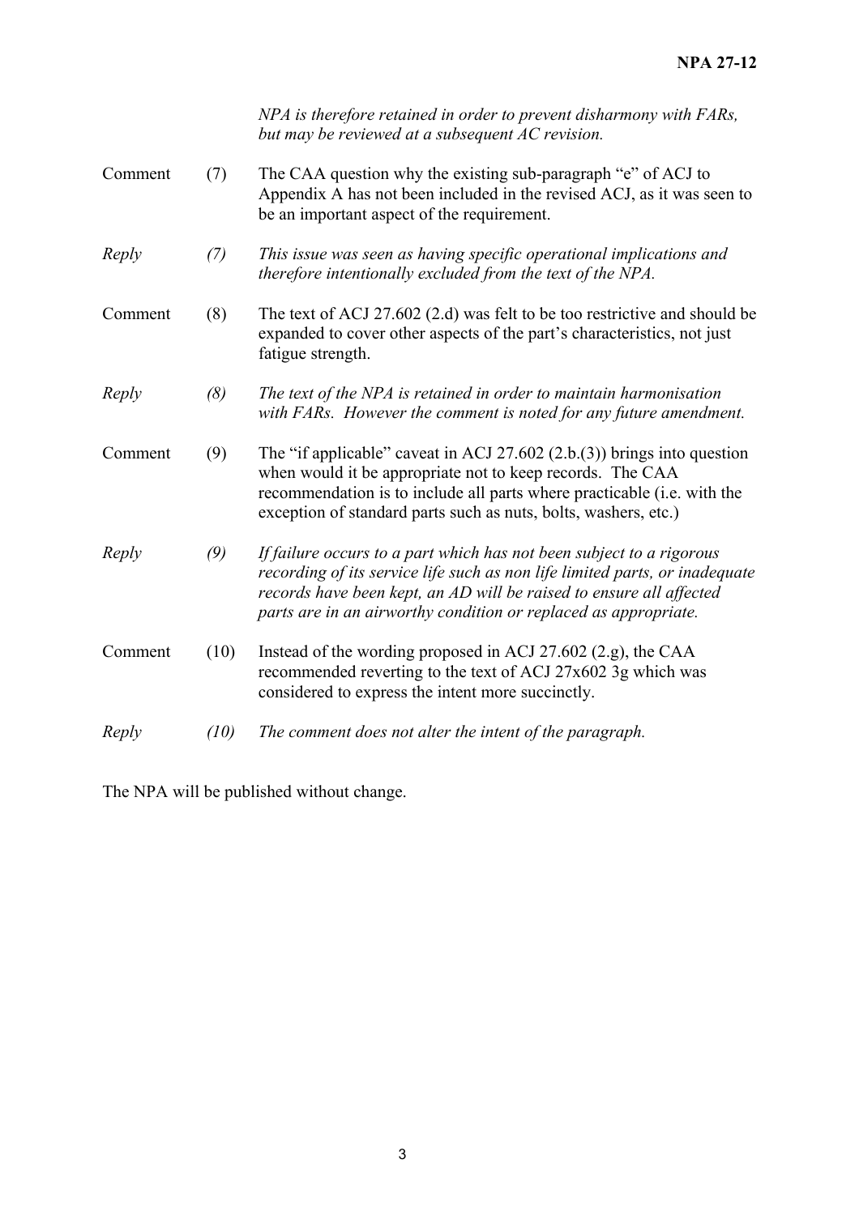*NPA is therefore retained in order to prevent disharmony with FARs, but may be reviewed at a subsequent AC revision.*

| | | |
|---|---|---|
| Comment | (7) | The CAA question why the existing sub-paragraph "e" of ACJ to Appendix A has not been included in the revised ACJ, as it was seen to be an important aspect of the requirement. |
| *Reply* | *(7)* | *This issue was seen as having specific operational implications and therefore intentionally excluded from the text of the NPA.* |
| Comment | (8) | The text of ACJ 27.602 (2.d) was felt to be too restrictive and should be expanded to cover other aspects of the part's characteristics, not just fatigue strength. |
| *Reply* | *(8)* | *The text of the NPA is retained in order to maintain harmonisation with FARs. However the comment is noted for any future amendment.* |
| Comment | (9) | The "if applicable" caveat in ACJ 27.602 (2.b.(3)) brings into question when would it be appropriate not to keep records. The CAA recommendation is to include all parts where practicable (i.e. with the exception of standard parts such as nuts, bolts, washers, etc.) |
| *Reply* | *(9)* | *If failure occurs to a part which has not been subject to a rigorous recording of its service life such as non life limited parts, or inadequate records have been kept, an AD will be raised to ensure all affected parts are in an airworthy condition or replaced as appropriate.* |
| Comment | (10) | Instead of the wording proposed in ACJ 27.602 (2.g), the CAA recommended reverting to the text of ACJ 27x602 3g which was considered to express the intent more succinctly. |
| *Reply* | *(10)* | *The comment does not alter the intent of the paragraph.* |

The NPA will be published without change.